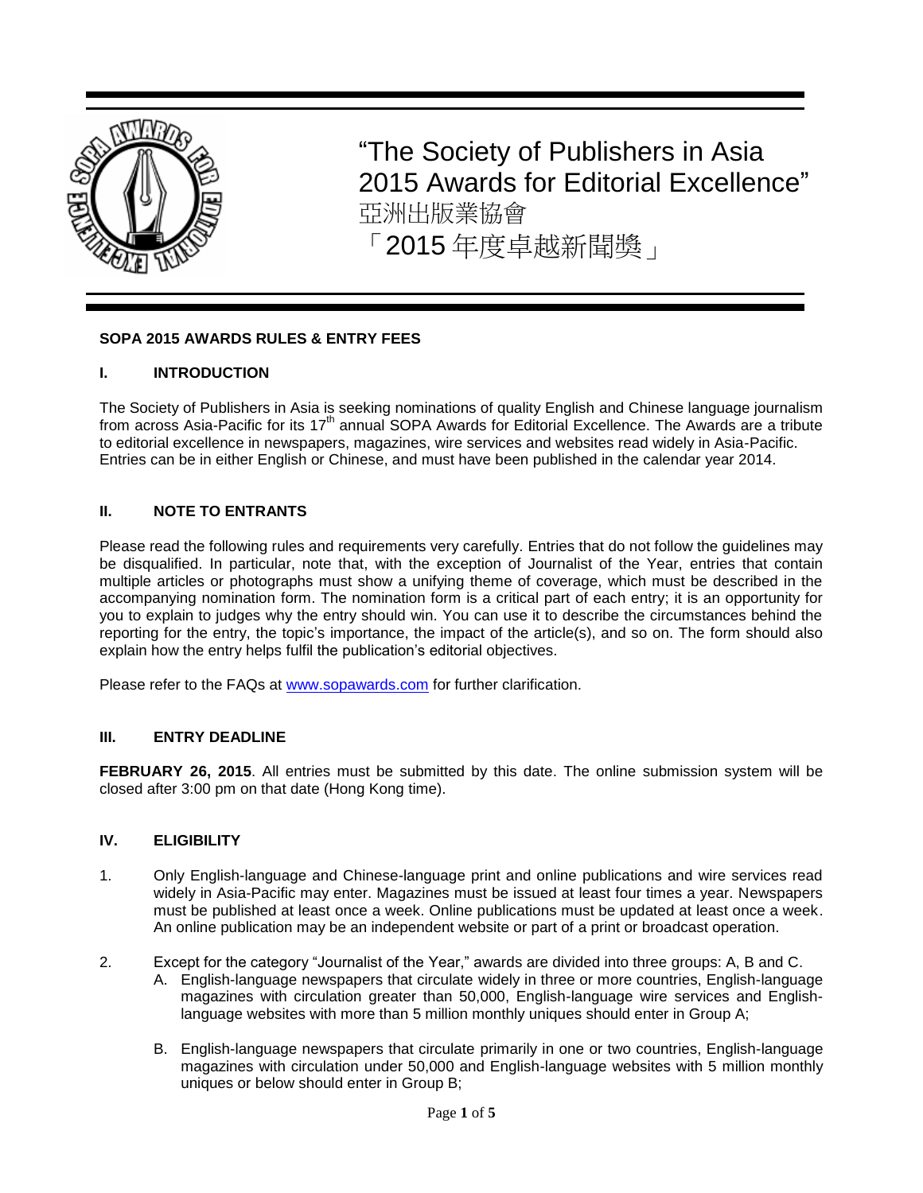# "The Society of Publishers in Asia 2015 Awards for Editorial Excellence"

# 亞洲出版業協會
# 「2015 年度卓越新聞獎」

**SOPA 2015 AWARDS RULES & ENTRY FEES**

## I. INTRODUCTION

The Society of Publishers in Asia is seeking nominations of quality English and Chinese language journalism from across Asia-Pacific for its 17th annual SOPA Awards for Editorial Excellence. The Awards are a tribute to editorial excellence in newspapers, magazines, wire services and websites read widely in Asia-Pacific. Entries can be in either English or Chinese, and must have been published in the calendar year 2014.

## II. NOTE TO ENTRANTS

Please read the following rules and requirements very carefully. Entries that do not follow the guidelines may be disqualified. In particular, note that, with the exception of Journalist of the Year, entries that contain multiple articles or photographs must show a unifying theme of coverage, which must be described in the accompanying nomination form. The nomination form is a critical part of each entry; it is an opportunity for you to explain to judges why the entry should win. You can use it to describe the circumstances behind the reporting for the entry, the topic's importance, the impact of the article(s), and so on. The form should also explain how the entry helps fulfil the publication's editorial objectives.

Please refer to the FAQs at [www.sopawards.com](www.sopawards.com) for further clarification.

## III. ENTRY DEADLINE

**FEBRUARY 26, 2015**. All entries must be submitted by this date. The online submission system will be closed after 3:00 pm on that date (Hong Kong time).

## IV. ELIGIBILITY

1. Only English-language and Chinese-language print and online publications and wire services read widely in Asia-Pacific may enter. Magazines must be issued at least four times a year. Newspapers must be published at least once a week. Online publications must be updated at least once a week. An online publication may be an independent website or part of a print or broadcast operation.

2. Except for the category "Journalist of the Year," awards are divided into three groups: A, B and C.
   A. English-language newspapers that circulate widely in three or more countries, English-language magazines with circulation greater than 50,000, English-language wire services and English-language websites with more than 5 million monthly uniques should enter in Group A;

   B. English-language newspapers that circulate primarily in one or two countries, English-language magazines with circulation under 50,000 and English-language websites with 5 million monthly uniques or below should enter in Group B;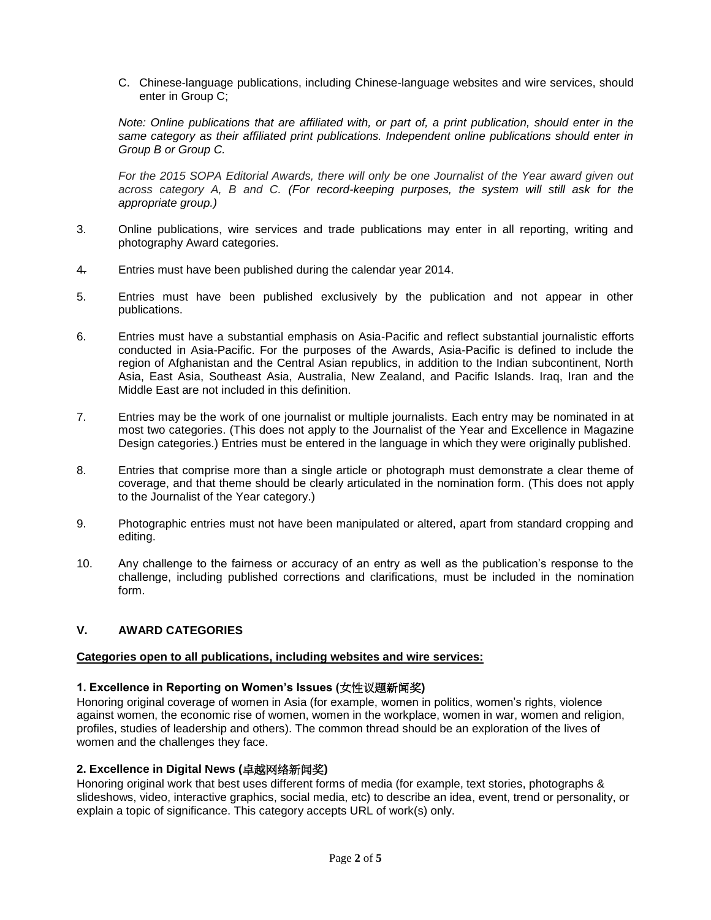C. Chinese-language publications, including Chinese-language websites and wire services, should enter in Group C;

*Note: Online publications that are affiliated with, or part of, a print publication, should enter in the same category as their affiliated print publications. Independent online publications should enter in Group B or Group C.*

*For the 2015 SOPA Editorial Awards, there will only be one Journalist of the Year award given out across category A, B and C. (For record-keeping purposes, the system will still ask for the appropriate group.)*

3. Online publications, wire services and trade publications may enter in all reporting, writing and photography Award categories.

4. Entries must have been published during the calendar year 2014.

5. Entries must have been published exclusively by the publication and not appear in other publications.

6. Entries must have a substantial emphasis on Asia-Pacific and reflect substantial journalistic efforts conducted in Asia-Pacific. For the purposes of the Awards, Asia-Pacific is defined to include the region of Afghanistan and the Central Asian republics, in addition to the Indian subcontinent, North Asia, East Asia, Southeast Asia, Australia, New Zealand, and Pacific Islands. Iraq, Iran and the Middle East are not included in this definition.

7. Entries may be the work of one journalist or multiple journalists. Each entry may be nominated in at most two categories. (This does not apply to the Journalist of the Year and Excellence in Magazine Design categories.) Entries must be entered in the language in which they were originally published.

8. Entries that comprise more than a single article or photograph must demonstrate a clear theme of coverage, and that theme should be clearly articulated in the nomination form. (This does not apply to the Journalist of the Year category.)

9. Photographic entries must not have been manipulated or altered, apart from standard cropping and editing.

10. Any challenge to the fairness or accuracy of an entry as well as the publication's response to the challenge, including published corrections and clarifications, must be included in the nomination form.

## V. AWARD CATEGORIES

**Categories open to all publications, including websites and wire services:**

### 1. Excellence in Reporting on Women's Issues (女性议题新闻奖)

Honoring original coverage of women in Asia (for example, women in politics, women's rights, violence against women, the economic rise of women, women in the workplace, women in war, women and religion, profiles, studies of leadership and others). The common thread should be an exploration of the lives of women and the challenges they face.

### 2. Excellence in Digital News (卓越网络新闻奖)

Honoring original work that best uses different forms of media (for example, text stories, photographs & slideshows, video, interactive graphics, social media, etc) to describe an idea, event, trend or personality, or explain a topic of significance. This category accepts URL of work(s) only.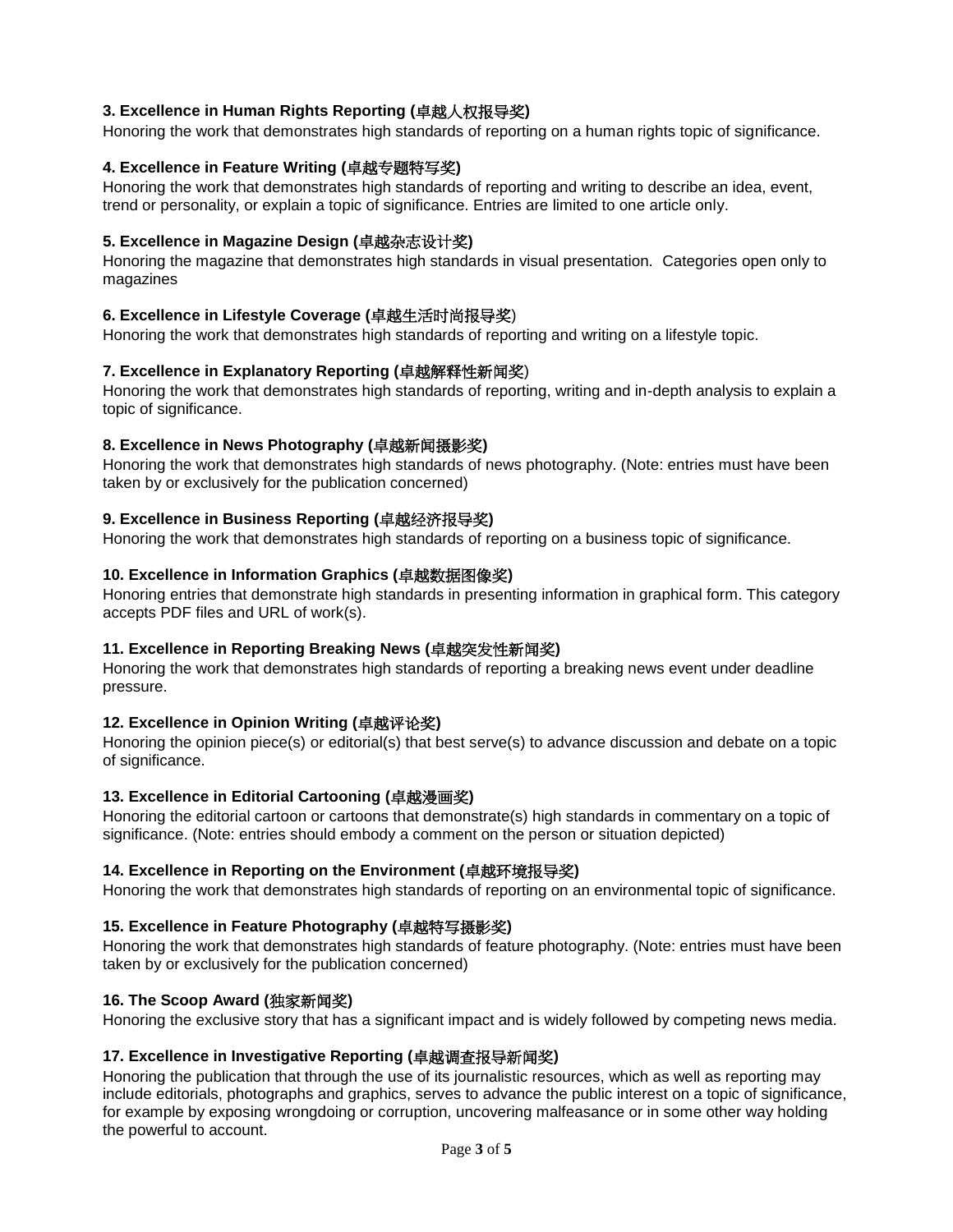**3. Excellence in Human Rights Reporting (卓越人权报导奖)**
Honoring the work that demonstrates high standards of reporting on a human rights topic of significance.

**4. Excellence in Feature Writing (卓越专题特写奖)**
Honoring the work that demonstrates high standards of reporting and writing to describe an idea, event, trend or personality, or explain a topic of significance. Entries are limited to one article only.

**5. Excellence in Magazine Design (卓越杂志设计奖)**
Honoring the magazine that demonstrates high standards in visual presentation. Categories open only to magazines

**6. Excellence in Lifestyle Coverage (卓越生活时尚报导奖)**
Honoring the work that demonstrates high standards of reporting and writing on a lifestyle topic.

**7. Excellence in Explanatory Reporting (卓越解释性新闻奖)**
Honoring the work that demonstrates high standards of reporting, writing and in-depth analysis to explain a topic of significance.

**8. Excellence in News Photography (卓越新闻摄影奖)**
Honoring the work that demonstrates high standards of news photography. (Note: entries must have been taken by or exclusively for the publication concerned)

**9. Excellence in Business Reporting (卓越经济报导奖)**
Honoring the work that demonstrates high standards of reporting on a business topic of significance.

**10. Excellence in Information Graphics (卓越数据图像奖)**
Honoring entries that demonstrate high standards in presenting information in graphical form. This category accepts PDF files and URL of work(s).

**11. Excellence in Reporting Breaking News (卓越突发性新闻奖)**
Honoring the work that demonstrates high standards of reporting a breaking news event under deadline pressure.

**12. Excellence in Opinion Writing (卓越评论奖)**
Honoring the opinion piece(s) or editorial(s) that best serve(s) to advance discussion and debate on a topic of significance.

**13. Excellence in Editorial Cartooning (卓越漫画奖)**
Honoring the editorial cartoon or cartoons that demonstrate(s) high standards in commentary on a topic of significance. (Note: entries should embody a comment on the person or situation depicted)

**14. Excellence in Reporting on the Environment (卓越环境报导奖)**
Honoring the work that demonstrates high standards of reporting on an environmental topic of significance.

**15. Excellence in Feature Photography (卓越特写摄影奖)**
Honoring the work that demonstrates high standards of feature photography. (Note: entries must have been taken by or exclusively for the publication concerned)

**16. The Scoop Award (独家新闻奖)**
Honoring the exclusive story that has a significant impact and is widely followed by competing news media.

**17. Excellence in Investigative Reporting (卓越调查报导新闻奖)**
Honoring the publication that through the use of its journalistic resources, which as well as reporting may include editorials, photographs and graphics, serves to advance the public interest on a topic of significance, for example by exposing wrongdoing or corruption, uncovering malfeasance or in some other way holding the powerful to account.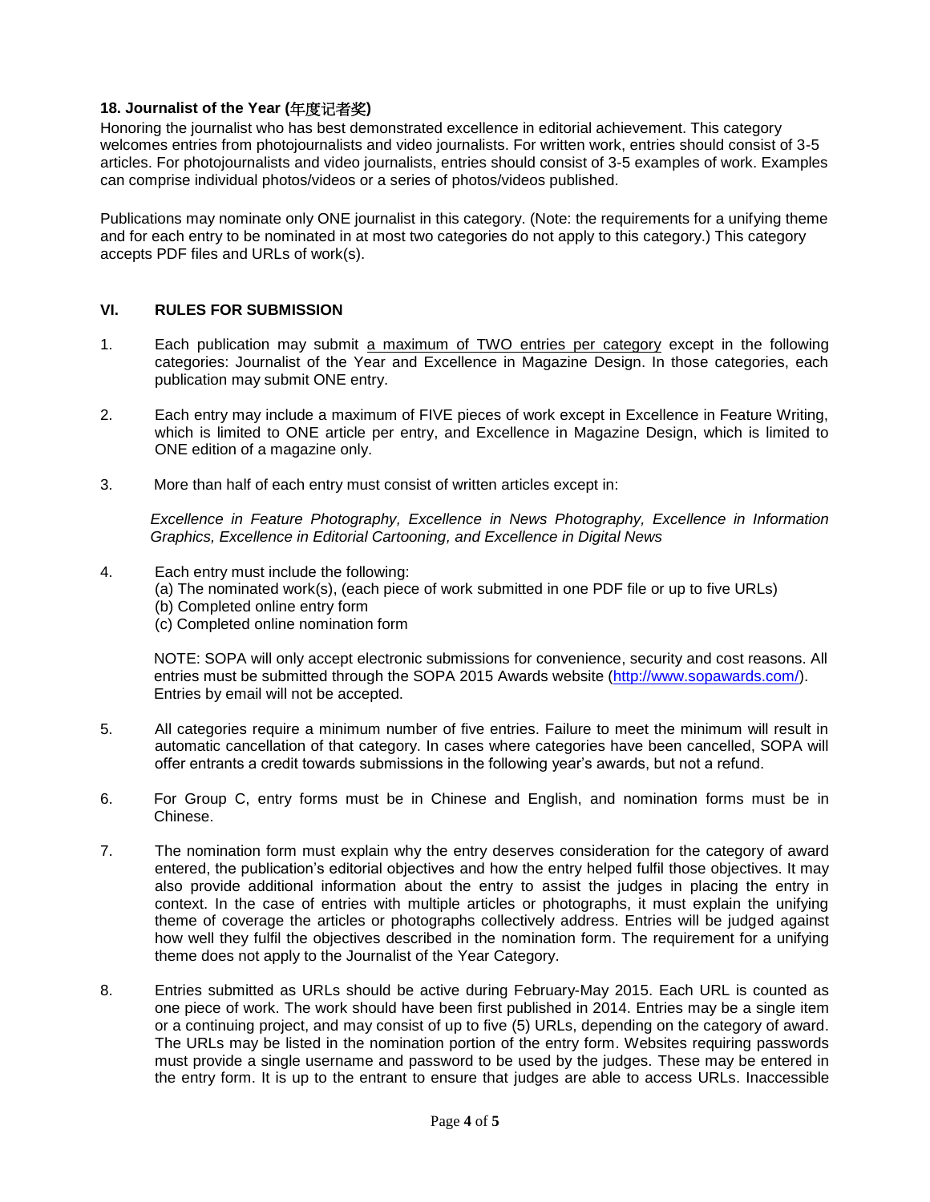### 18. Journalist of the Year (年度记者奖)

Honoring the journalist who has best demonstrated excellence in editorial achievement. This category welcomes entries from photojournalists and video journalists. For written work, entries should consist of 3-5 articles. For photojournalists and video journalists, entries should consist of 3-5 examples of work. Examples can comprise individual photos/videos or a series of photos/videos published.

Publications may nominate only ONE journalist in this category. (Note: the requirements for a unifying theme and for each entry to be nominated in at most two categories do not apply to this category.) This category accepts PDF files and URLs of work(s).

## VI. RULES FOR SUBMISSION

1. Each publication may submit a maximum of TWO entries per category except in the following categories: Journalist of the Year and Excellence in Magazine Design. In those categories, each publication may submit ONE entry.

2. Each entry may include a maximum of FIVE pieces of work except in Excellence in Feature Writing, which is limited to ONE article per entry, and Excellence in Magazine Design, which is limited to ONE edition of a magazine only.

3. More than half of each entry must consist of written articles except in:

   *Excellence in Feature Photography, Excellence in News Photography, Excellence in Information Graphics, Excellence in Editorial Cartooning, and Excellence in Digital News*

4. Each entry must include the following:
   (a) The nominated work(s), (each piece of work submitted in one PDF file or up to five URLs)
   (b) Completed online entry form
   (c) Completed online nomination form

   NOTE: SOPA will only accept electronic submissions for convenience, security and cost reasons. All entries must be submitted through the SOPA 2015 Awards website (http://www.sopawards.com/). Entries by email will not be accepted.

5. All categories require a minimum number of five entries. Failure to meet the minimum will result in automatic cancellation of that category. In cases where categories have been cancelled, SOPA will offer entrants a credit towards submissions in the following year's awards, but not a refund.

6. For Group C, entry forms must be in Chinese and English, and nomination forms must be in Chinese.

7. The nomination form must explain why the entry deserves consideration for the category of award entered, the publication's editorial objectives and how the entry helped fulfil those objectives. It may also provide additional information about the entry to assist the judges in placing the entry in context. In the case of entries with multiple articles or photographs, it must explain the unifying theme of coverage the articles or photographs collectively address. Entries will be judged against how well they fulfil the objectives described in the nomination form. The requirement for a unifying theme does not apply to the Journalist of the Year Category.

8. Entries submitted as URLs should be active during February-May 2015. Each URL is counted as one piece of work. The work should have been first published in 2014. Entries may be a single item or a continuing project, and may consist of up to five (5) URLs, depending on the category of award. The URLs may be listed in the nomination portion of the entry form. Websites requiring passwords must provide a single username and password to be used by the judges. These may be entered in the entry form. It is up to the entrant to ensure that judges are able to access URLs. Inaccessible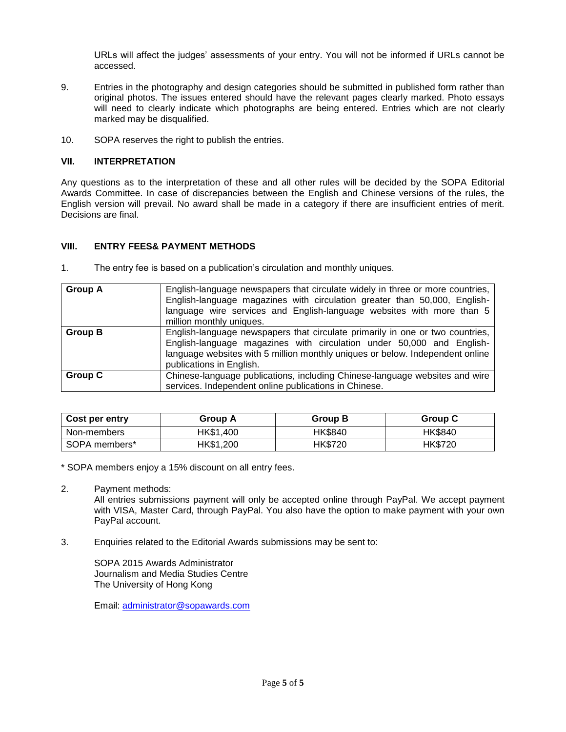URLs will affect the judges' assessments of your entry. You will not be informed if URLs cannot be accessed.

9. Entries in the photography and design categories should be submitted in published form rather than original photos. The issues entered should have the relevant pages clearly marked. Photo essays will need to clearly indicate which photographs are being entered. Entries which are not clearly marked may be disqualified.

10. SOPA reserves the right to publish the entries.

## VII. INTERPRETATION

Any questions as to the interpretation of these and all other rules will be decided by the SOPA Editorial Awards Committee. In case of discrepancies between the English and Chinese versions of the rules, the English version will prevail. No award shall be made in a category if there are insufficient entries of merit. Decisions are final.

## VIII. ENTRY FEES& PAYMENT METHODS

1. The entry fee is based on a publication's circulation and monthly uniques.

| | |
|---|---|
| **Group A** | English-language newspapers that circulate widely in three or more countries, English-language magazines with circulation greater than 50,000, English-language wire services and English-language websites with more than 5 million monthly uniques. |
| **Group B** | English-language newspapers that circulate primarily in one or two countries, English-language magazines with circulation under 50,000 and English-language websites with 5 million monthly uniques or below. Independent online publications in English. |
| **Group C** | Chinese-language publications, including Chinese-language websites and wire services. Independent online publications in Chinese. |

| Cost per entry | Group A | Group B | Group C |
|---|---|---|---|
| Non-members | HK$1,400 | HK$840 | HK$840 |
| SOPA members* | HK$1,200 | HK$720 | HK$720 |

* SOPA members enjoy a 15% discount on all entry fees.

2. Payment methods:
   All entries submissions payment will only be accepted online through PayPal. We accept payment with VISA, Master Card, through PayPal. You also have the option to make payment with your own PayPal account.

3. Enquiries related to the Editorial Awards submissions may be sent to:

   SOPA 2015 Awards Administrator
   Journalism and Media Studies Centre
   The University of Hong Kong

   Email: administrator@sopawards.com